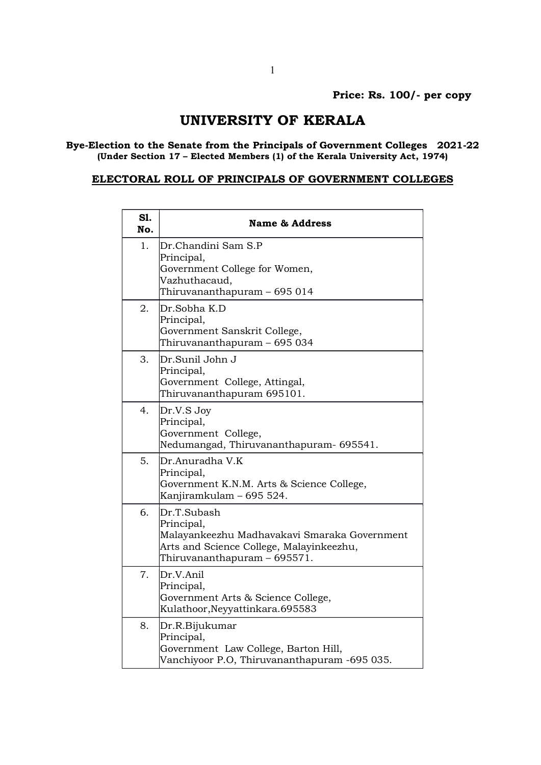**Price: Rs. 100/- per copy**

# UNIVERSITY OF KERALA

**Bye-Election to the Senate from the Principals of Government Colleges 2021-22**
**(Under Section 17 – Elected Members (1) of the Kerala University Act, 1974)**

## ELECTORAL ROLL OF PRINCIPALS OF GOVERNMENT COLLEGES

| Sl. No. | Name & Address |
|---|---|
| 1. | Dr.Chandini Sam S.P<br>Principal,<br>Government College for Women,<br>Vazhuthacaud,<br>Thiruvananthapuram – 695 014 |
| 2. | Dr.Sobha K.D<br>Principal,<br>Government Sanskrit College,<br>Thiruvananthapuram – 695 034 |
| 3. | Dr.Sunil John J<br>Principal,<br>Government College, Attingal,<br>Thiruvananthapuram 695101. |
| 4. | Dr.V.S Joy<br>Principal,<br>Government College,<br>Nedumangad, Thiruvananthapuram- 695541. |
| 5. | Dr.Anuradha V.K<br>Principal,<br>Government K.N.M. Arts & Science College,<br>Kanjiramkulam – 695 524. |
| 6. | Dr.T.Subash<br>Principal,<br>Malayankeezhu Madhavakavi Smaraka Government Arts and Science College, Malayinkeezhu,<br>Thiruvananthapuram – 695571. |
| 7. | Dr.V.Anil<br>Principal,<br>Government Arts & Science College,<br>Kulathoor,Neyyattinkara.695583 |
| 8. | Dr.R.Bijukumar<br>Principal,<br>Government Law College, Barton Hill,<br>Vanchiyoor P.O, Thiruvananthapuram -695 035. |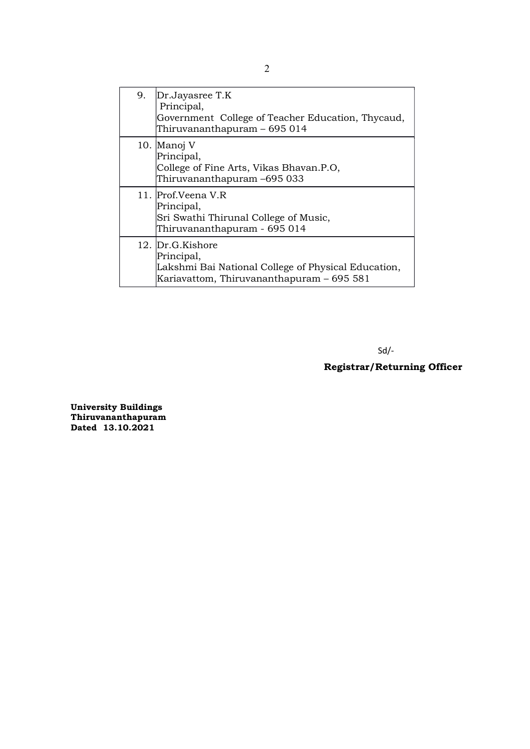| | |
|---|---|
| 9. | Dr.Jayasree T.K<br>Principal,<br>Government College of Teacher Education, Thycaud,<br>Thiruvananthapuram – 695 014 |
| 10. | Manoj V<br>Principal,<br>College of Fine Arts, Vikas Bhavan.P.O,<br>Thiruvananthapuram –695 033 |
| 11. | Prof.Veena V.R<br>Principal,<br>Sri Swathi Thirunal College of Music,<br>Thiruvananthapuram - 695 014 |
| 12. | Dr.G.Kishore<br>Principal,<br>Lakshmi Bai National College of Physical Education,<br>Kariavattom, Thiruvananthapuram – 695 581 |

Sd/-

**Registrar/Returning Officer**

**University Buildings**
**Thiruvananthapuram**
**Dated 13.10.2021**